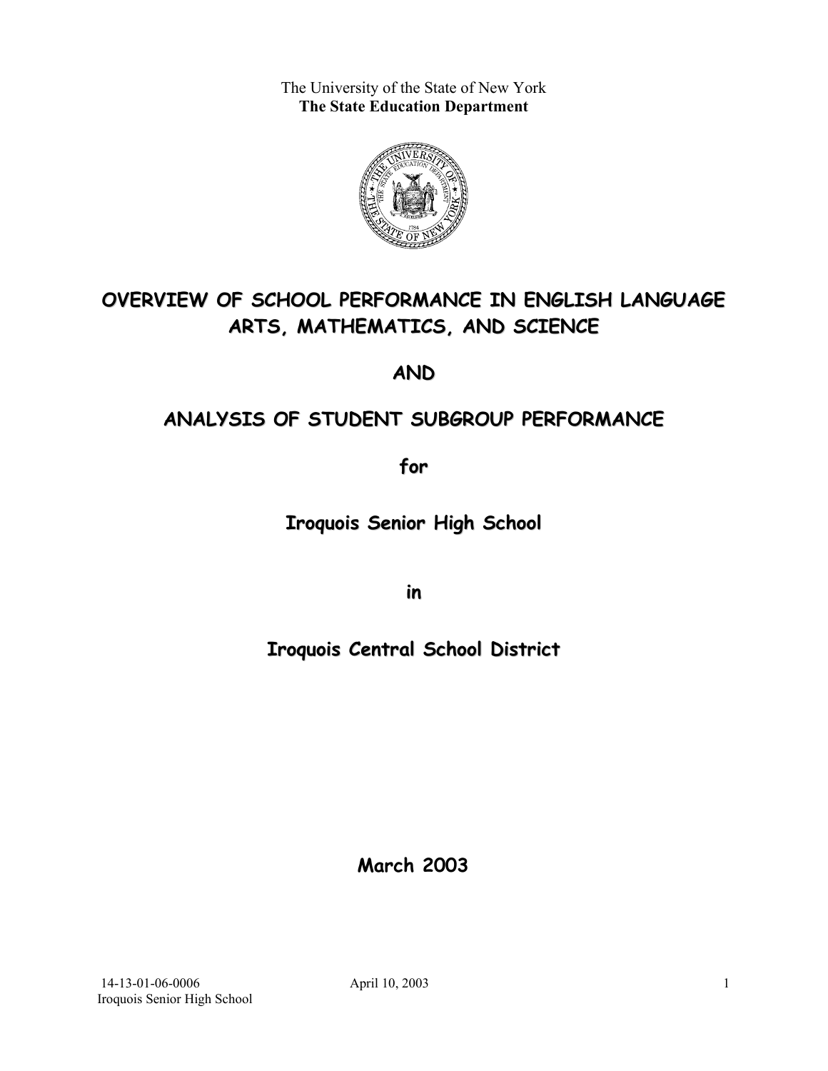The University of the State of New York
**The State Education Department**

# OVERVIEW OF SCHOOL PERFORMANCE IN ENGLISH LANGUAGE ARTS, MATHEMATICS, AND SCIENCE

# AND

# ANALYSIS OF STUDENT SUBGROUP PERFORMANCE

## for

## Iroquois Senior High School

## in

## Iroquois Central School District

**March 2003**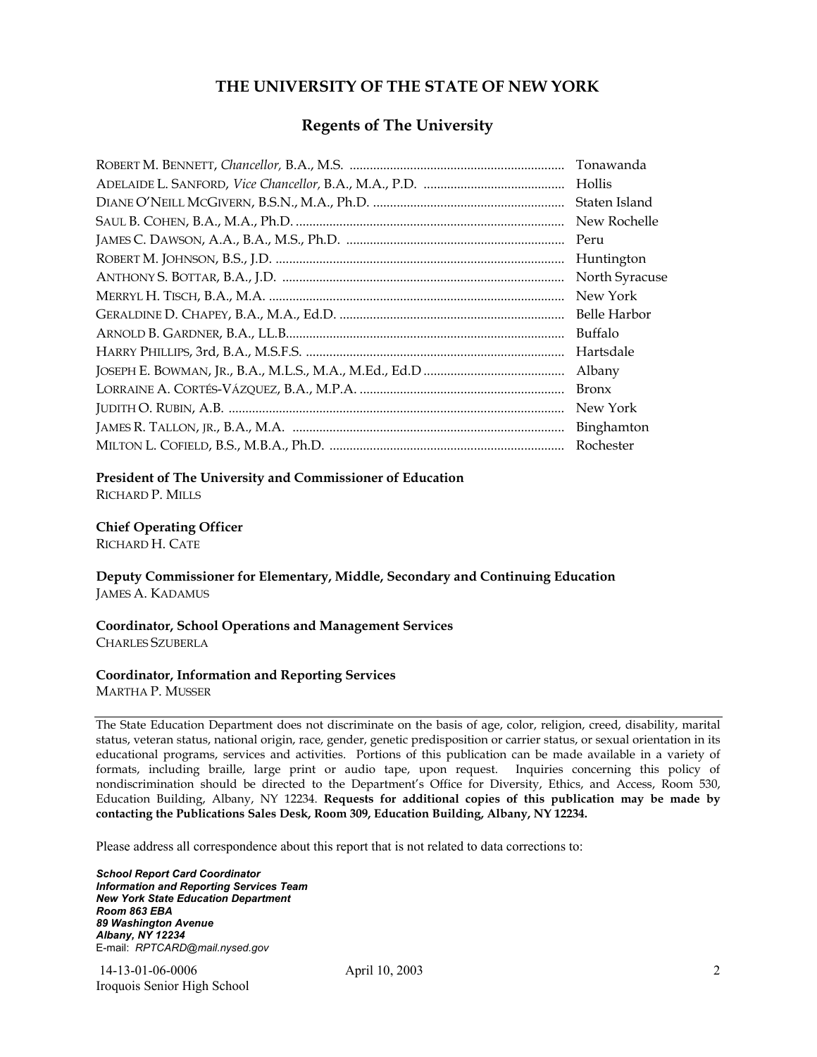## THE UNIVERSITY OF THE STATE OF NEW YORK

### Regents of The University

| | |
|---|---|
| ROBERT M. BENNETT, *Chancellor,* B.A., M.S. | Tonawanda |
| ADELAIDE L. SANFORD, *Vice Chancellor,* B.A., M.A., P.D. | Hollis |
| DIANE O'NEILL MCGIVERN, B.S.N., M.A., Ph.D. | Staten Island |
| SAUL B. COHEN, B.A., M.A., Ph.D. | New Rochelle |
| JAMES C. DAWSON, A.A., B.A., M.S., Ph.D. | Peru |
| ROBERT M. JOHNSON, B.S., J.D. | Huntington |
| ANTHONY S. BOTTAR, B.A., J.D. | North Syracuse |
| MERRYL H. TISCH, B.A., M.A. | New York |
| GERALDINE D. CHAPEY, B.A., M.A., Ed.D. | Belle Harbor |
| ARNOLD B. GARDNER, B.A., LL.B. | Buffalo |
| HARRY PHILLIPS, 3rd, B.A., M.S.F.S. | Hartsdale |
| JOSEPH E. BOWMAN, JR., B.A., M.L.S., M.A., M.Ed., Ed.D | Albany |
| LORRAINE A. CORTÉS-VÁZQUEZ, B.A., M.P.A. | Bronx |
| JUDITH O. RUBIN, A.B. | New York |
| JAMES R. TALLON, JR., B.A., M.A. | Binghamton |
| MILTON L. COFIELD, B.S., M.B.A., Ph.D. | Rochester |

**President of The University and Commissioner of Education**
RICHARD P. MILLS

**Chief Operating Officer**
RICHARD H. CATE

**Deputy Commissioner for Elementary, Middle, Secondary and Continuing Education**
JAMES A. KADAMUS

**Coordinator, School Operations and Management Services**
CHARLES SZUBERLA

**Coordinator, Information and Reporting Services**
MARTHA P. MUSSER

---

The State Education Department does not discriminate on the basis of age, color, religion, creed, disability, marital status, veteran status, national origin, race, gender, genetic predisposition or carrier status, or sexual orientation in its educational programs, services and activities. Portions of this publication can be made available in a variety of formats, including braille, large print or audio tape, upon request. Inquiries concerning this policy of nondiscrimination should be directed to the Department's Office for Diversity, Ethics, and Access, Room 530, Education Building, Albany, NY 12234. **Requests for additional copies of this publication may be made by contacting the Publications Sales Desk, Room 309, Education Building, Albany, NY 12234.**

Please address all correspondence about this report that is not related to data corrections to:

***School Report Card Coordinator***
***Information and Reporting Services Team***
***New York State Education Department***
***Room 863 EBA***
***89 Washington Avenue***
***Albany, NY 12234***
E-mail: *RPTCARD@mail.nysed.gov*

14-13-01-06-0006 April 10, 2003
Iroquois Senior High School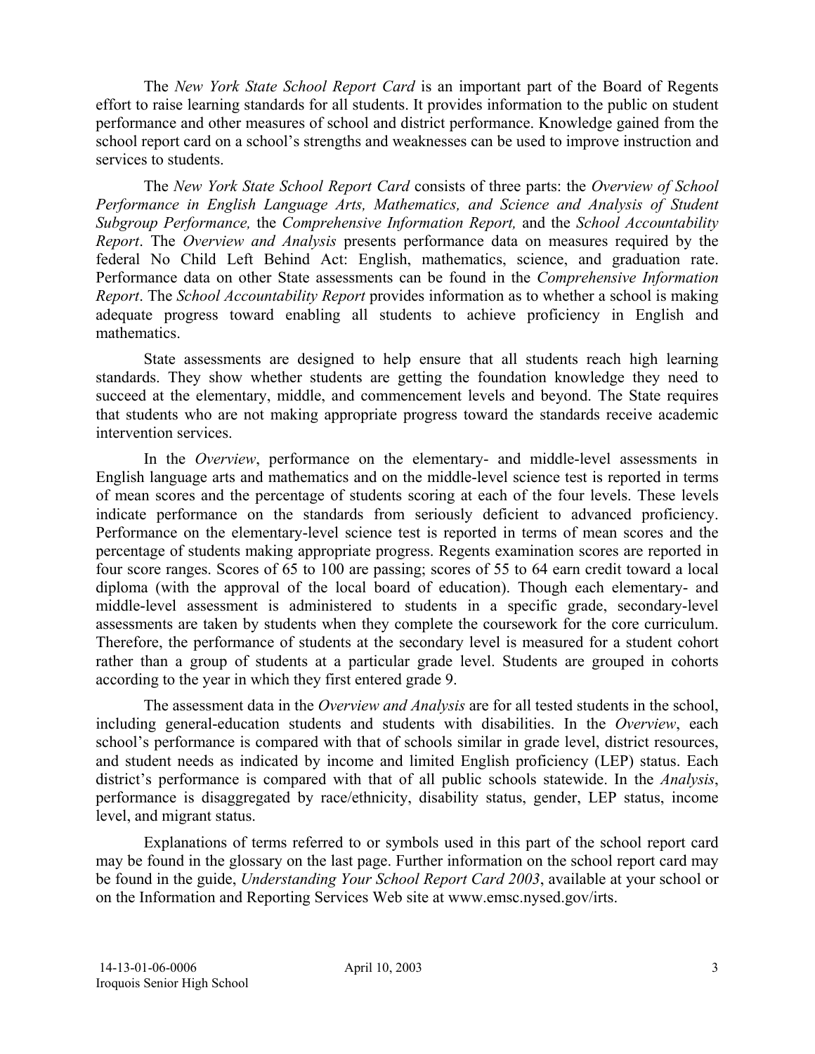The *New York State School Report Card* is an important part of the Board of Regents effort to raise learning standards for all students. It provides information to the public on student performance and other measures of school and district performance. Knowledge gained from the school report card on a school's strengths and weaknesses can be used to improve instruction and services to students.

The *New York State School Report Card* consists of three parts: the *Overview of School Performance in English Language Arts, Mathematics, and Science and Analysis of Student Subgroup Performance,* the *Comprehensive Information Report,* and the *School Accountability Report*. The *Overview and Analysis* presents performance data on measures required by the federal No Child Left Behind Act: English, mathematics, science, and graduation rate. Performance data on other State assessments can be found in the *Comprehensive Information Report*. The *School Accountability Report* provides information as to whether a school is making adequate progress toward enabling all students to achieve proficiency in English and mathematics.

State assessments are designed to help ensure that all students reach high learning standards. They show whether students are getting the foundation knowledge they need to succeed at the elementary, middle, and commencement levels and beyond. The State requires that students who are not making appropriate progress toward the standards receive academic intervention services.

In the *Overview*, performance on the elementary- and middle-level assessments in English language arts and mathematics and on the middle-level science test is reported in terms of mean scores and the percentage of students scoring at each of the four levels. These levels indicate performance on the standards from seriously deficient to advanced proficiency. Performance on the elementary-level science test is reported in terms of mean scores and the percentage of students making appropriate progress. Regents examination scores are reported in four score ranges. Scores of 65 to 100 are passing; scores of 55 to 64 earn credit toward a local diploma (with the approval of the local board of education). Though each elementary- and middle-level assessment is administered to students in a specific grade, secondary-level assessments are taken by students when they complete the coursework for the core curriculum. Therefore, the performance of students at the secondary level is measured for a student cohort rather than a group of students at a particular grade level. Students are grouped in cohorts according to the year in which they first entered grade 9.

The assessment data in the *Overview and Analysis* are for all tested students in the school, including general-education students and students with disabilities. In the *Overview*, each school's performance is compared with that of schools similar in grade level, district resources, and student needs as indicated by income and limited English proficiency (LEP) status. Each district's performance is compared with that of all public schools statewide. In the *Analysis*, performance is disaggregated by race/ethnicity, disability status, gender, LEP status, income level, and migrant status.

Explanations of terms referred to or symbols used in this part of the school report card may be found in the glossary on the last page. Further information on the school report card may be found in the guide, *Understanding Your School Report Card 2003*, available at your school or on the Information and Reporting Services Web site at www.emsc.nysed.gov/irts.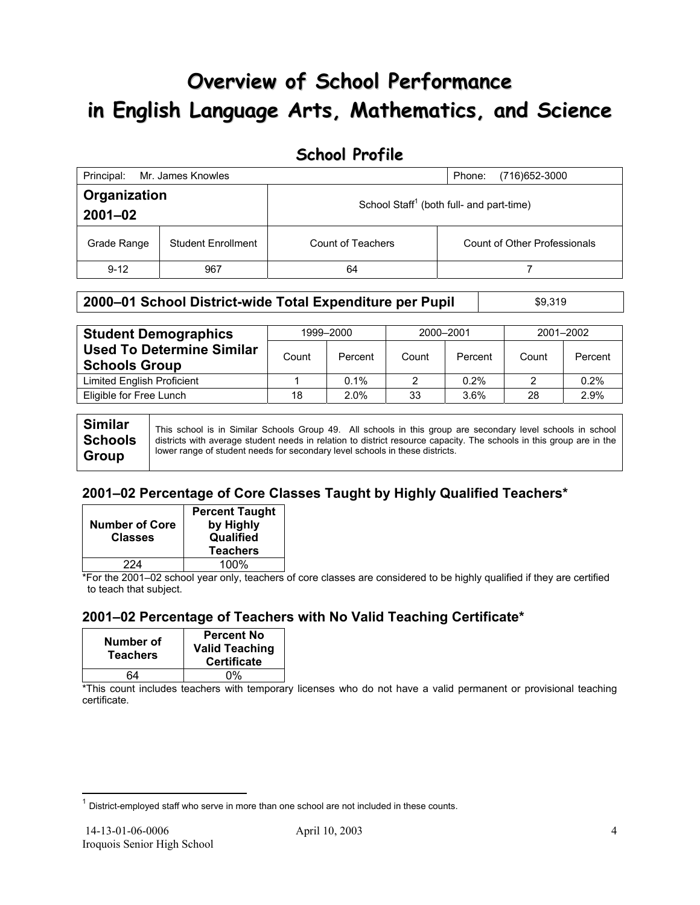# Overview of School Performance in English Language Arts, Mathematics, and Science

## School Profile

| Principal: Mr. James Knowles | | | Phone: (716)652-3000 |
|---|---|---|---|
| **Organization 2001–02** | | School Staff[1] (both full- and part-time) | |
| Grade Range | Student Enrollment | Count of Teachers | Count of Other Professionals |
| 9-12 | 967 | 64 | 7 |

| **2000–01 School District-wide Total Expenditure per Pupil** | $9,319 |
|---|---|

| **Student Demographics Used To Determine Similar Schools Group** | 1999–2000 | | 2000–2001 | | 2001–2002 | |
|---|---|---|---|---|---|---|
| | Count | Percent | Count | Percent | Count | Percent |
| Limited English Proficient | 1 | 0.1% | 2 | 0.2% | 2 | 0.2% |
| Eligible for Free Lunch | 18 | 2.0% | 33 | 3.6% | 28 | 2.9% |

| **Similar Schools Group** | This school is in Similar Schools Group 49. All schools in this group are secondary level schools in school districts with average student needs in relation to district resource capacity. The schools in this group are in the lower range of student needs for secondary level schools in these districts. |
|---|---|

### 2001–02 Percentage of Core Classes Taught by Highly Qualified Teachers*

| Number of Core Classes | Percent Taught by Highly Qualified Teachers |
|---|---|
| 224 | 100% |

*For the 2001–02 school year only, teachers of core classes are considered to be highly qualified if they are certified to teach that subject.

### 2001–02 Percentage of Teachers with No Valid Teaching Certificate*

| Number of Teachers | Percent No Valid Teaching Certificate |
|---|---|
| 64 | 0% |

*This count includes teachers with temporary licenses who do not have a valid permanent or provisional teaching certificate.

[1] District-employed staff who serve in more than one school are not included in these counts.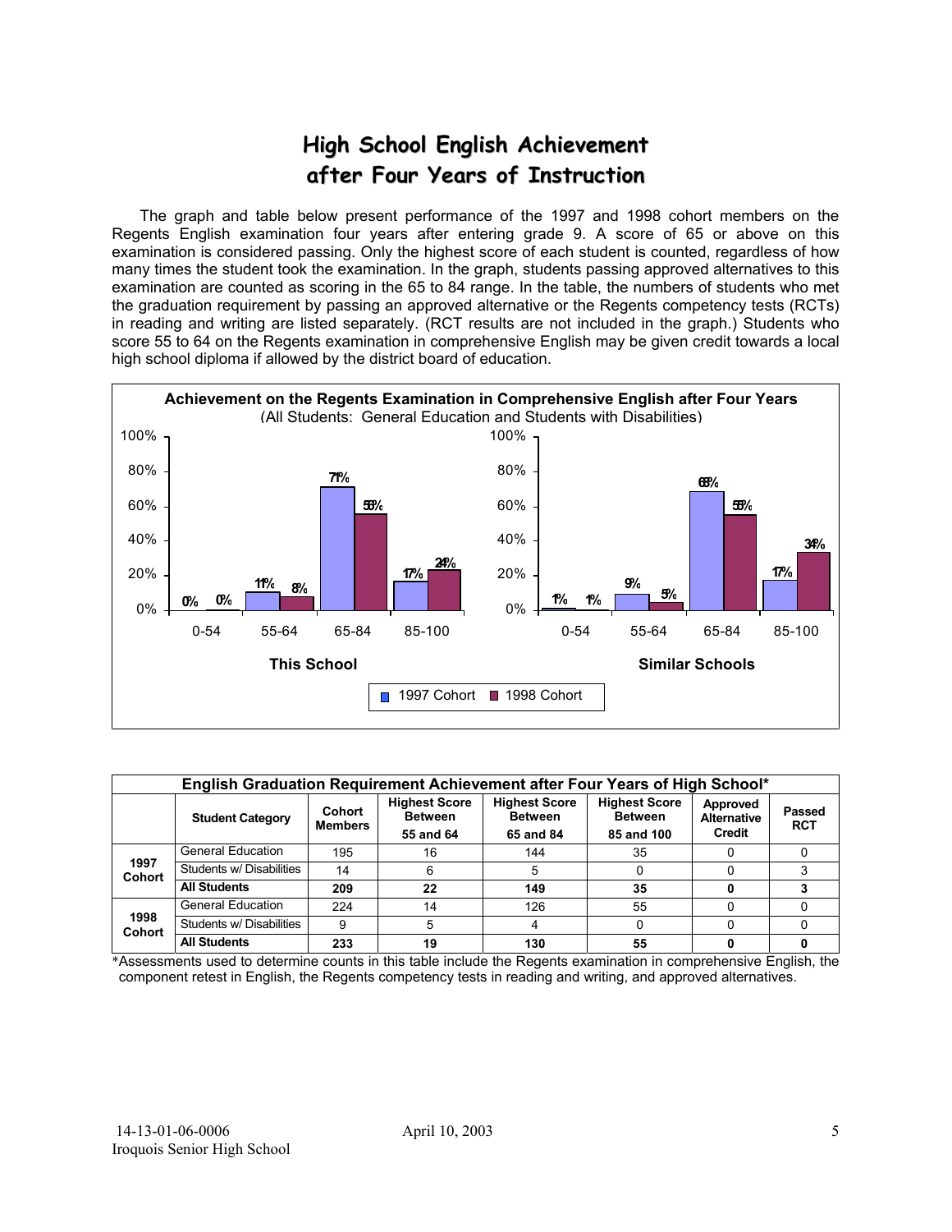# High School English Achievement after Four Years of Instruction

The graph and table below present performance of the 1997 and 1998 cohort members on the Regents English examination four years after entering grade 9. A score of 65 or above on this examination is considered passing. Only the highest score of each student is counted, regardless of how many times the student took the examination. In the graph, students passing approved alternatives to this examination are counted as scoring in the 65 to 84 range. In the table, the numbers of students who met the graduation requirement by passing an approved alternative or the Regents competency tests (RCTs) in reading and writing are listed separately. (RCT results are not included in the graph.) Students who score 55 to 64 on the Regents examination in comprehensive English may be given credit towards a local high school diploma if allowed by the district board of education.

**Achievement on the Regents Examination in Comprehensive English after Four Years**
(All Students: General Education and Students with Disabilities)

| | This School 1997 Cohort | This School 1998 Cohort | Similar Schools 1997 Cohort | Similar Schools 1998 Cohort |
|---|---|---|---|---|
| 0-54 | 0% | 0% | 1% | 1% |
| 55-64 | 11% | 8% | 9% | 5% |
| 65-84 | 71% | 56% | 68% | 55% |
| 85-100 | 17% | 24% | 17% | 34% |

**English Graduation Requirement Achievement after Four Years of High School***

| | Student Category | Cohort Members | Highest Score Between 55 and 64 | Highest Score Between 65 and 84 | Highest Score Between 85 and 100 | Approved Alternative Credit | Passed RCT |
|---|---|---|---|---|---|---|---|
| 1997 Cohort | General Education | 195 | 16 | 144 | 35 | 0 | 0 |
| | Students w/ Disabilities | 14 | 6 | 5 | 0 | 0 | 3 |
| | **All Students** | **209** | **22** | **149** | **35** | **0** | **3** |
| 1998 Cohort | General Education | 224 | 14 | 126 | 55 | 0 | 0 |
| | Students w/ Disabilities | 9 | 5 | 4 | 0 | 0 | 0 |
| | **All Students** | **233** | **19** | **130** | **55** | **0** | **0** |

*Assessments used to determine counts in this table include the Regents examination in comprehensive English, the component retest in English, the Regents competency tests in reading and writing, and approved alternatives.

14-13-01-06-0006
Iroquois Senior High School

April 10, 2003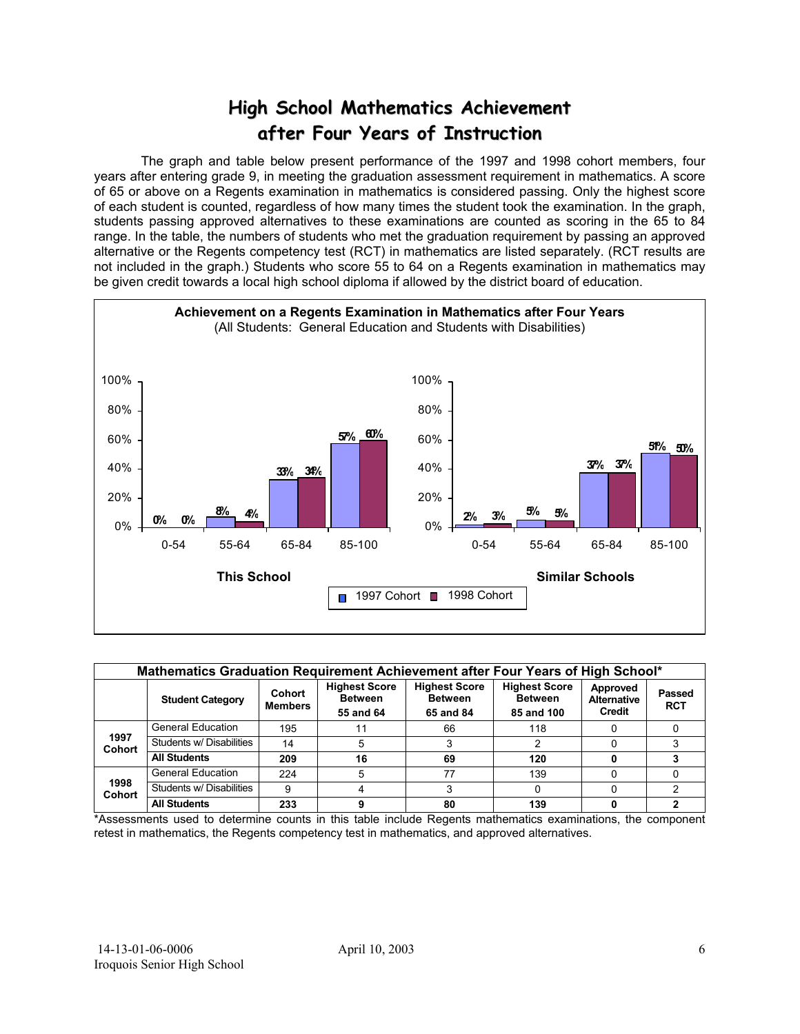# High School Mathematics Achievement after Four Years of Instruction

The graph and table below present performance of the 1997 and 1998 cohort members, four years after entering grade 9, in meeting the graduation assessment requirement in mathematics. A score of 65 or above on a Regents examination in mathematics is considered passing. Only the highest score of each student is counted, regardless of how many times the student took the examination. In the graph, students passing approved alternatives to these examinations are counted as scoring in the 65 to 84 range. In the table, the numbers of students who met the graduation requirement by passing an approved alternative or the Regents competency test (RCT) in mathematics are listed separately. (RCT results are not included in the graph.) Students who score 55 to 64 on a Regents examination in mathematics may be given credit towards a local high school diploma if allowed by the district board of education.

**Achievement on a Regents Examination in Mathematics after Four Years**
(All Students: General Education and Students with Disabilities)

**This School**

| Score Range | 1997 Cohort | 1998 Cohort |
|---|---|---|
| 0-54 | 0% | 0% |
| 55-64 | 8% | 4% |
| 65-84 | 33% | 34% |
| 85-100 | 57% | 60% |

**Similar Schools**

| Score Range | 1997 Cohort | 1998 Cohort |
|---|---|---|
| 0-54 | 2% | 3% |
| 55-64 | 5% | 5% |
| 65-84 | 37% | 37% |
| 85-100 | 51% | 50% |

**Mathematics Graduation Requirement Achievement after Four Years of High School***

| | Student Category | Cohort Members | Highest Score Between 55 and 64 | Highest Score Between 65 and 84 | Highest Score Between 85 and 100 | Approved Alternative Credit | Passed RCT |
|---|---|---|---|---|---|---|---|
| 1997 Cohort | General Education | 195 | 11 | 66 | 118 | 0 | 0 |
| | Students w/ Disabilities | 14 | 5 | 3 | 2 | 0 | 3 |
| | **All Students** | **209** | **16** | **69** | **120** | **0** | **3** |
| 1998 Cohort | General Education | 224 | 5 | 77 | 139 | 0 | 0 |
| | Students w/ Disabilities | 9 | 4 | 3 | 0 | 0 | 2 |
| | **All Students** | **233** | **9** | **80** | **139** | **0** | **2** |

*Assessments used to determine counts in this table include Regents mathematics examinations, the component retest in mathematics, the Regents competency test in mathematics, and approved alternatives.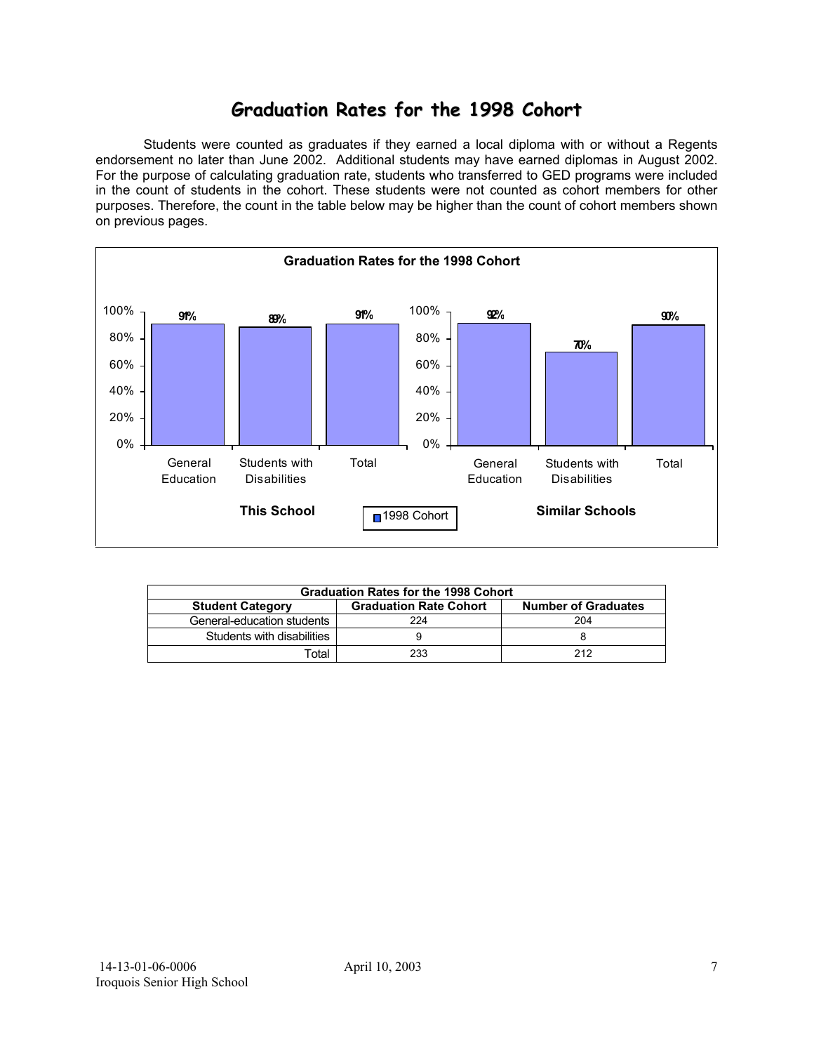# Graduation Rates for the 1998 Cohort

Students were counted as graduates if they earned a local diploma with or without a Regents endorsement no later than June 2002. Additional students may have earned diplomas in August 2002. For the purpose of calculating graduation rate, students who transferred to GED programs were included in the count of students in the cohort. These students were not counted as cohort members for other purposes. Therefore, the count in the table below may be higher than the count of cohort members shown on previous pages.

**Graduation Rates for the 1998 Cohort**

| | General Education | Students with Disabilities | Total |
|---|---|---|---|
| This School | 91% | 89% | 91% |
| Similar Schools | 92% | 70% | 90% |

■ 1998 Cohort

| Graduation Rates for the 1998 Cohort | | |
|---|---|---|
| **Student Category** | **Graduation Rate Cohort** | **Number of Graduates** |
| General-education students | 224 | 204 |
| Students with disabilities | 9 | 8 |
| Total | 233 | 212 |

14-13-01-06-0006 April 10, 2003
Iroquois Senior High School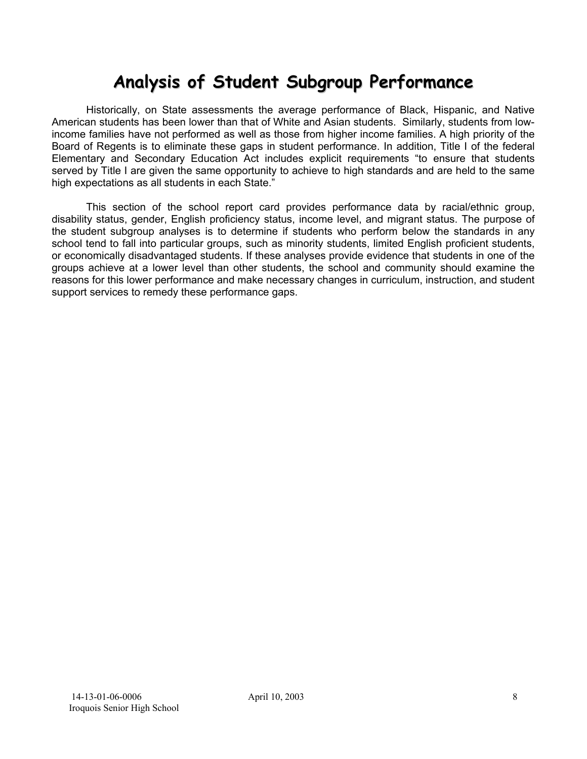# Analysis of Student Subgroup Performance

Historically, on State assessments the average performance of Black, Hispanic, and Native American students has been lower than that of White and Asian students. Similarly, students from low-income families have not performed as well as those from higher income families. A high priority of the Board of Regents is to eliminate these gaps in student performance. In addition, Title I of the federal Elementary and Secondary Education Act includes explicit requirements "to ensure that students served by Title I are given the same opportunity to achieve to high standards and are held to the same high expectations as all students in each State."

This section of the school report card provides performance data by racial/ethnic group, disability status, gender, English proficiency status, income level, and migrant status. The purpose of the student subgroup analyses is to determine if students who perform below the standards in any school tend to fall into particular groups, such as minority students, limited English proficient students, or economically disadvantaged students. If these analyses provide evidence that students in one of the groups achieve at a lower level than other students, the school and community should examine the reasons for this lower performance and make necessary changes in curriculum, instruction, and student support services to remedy these performance gaps.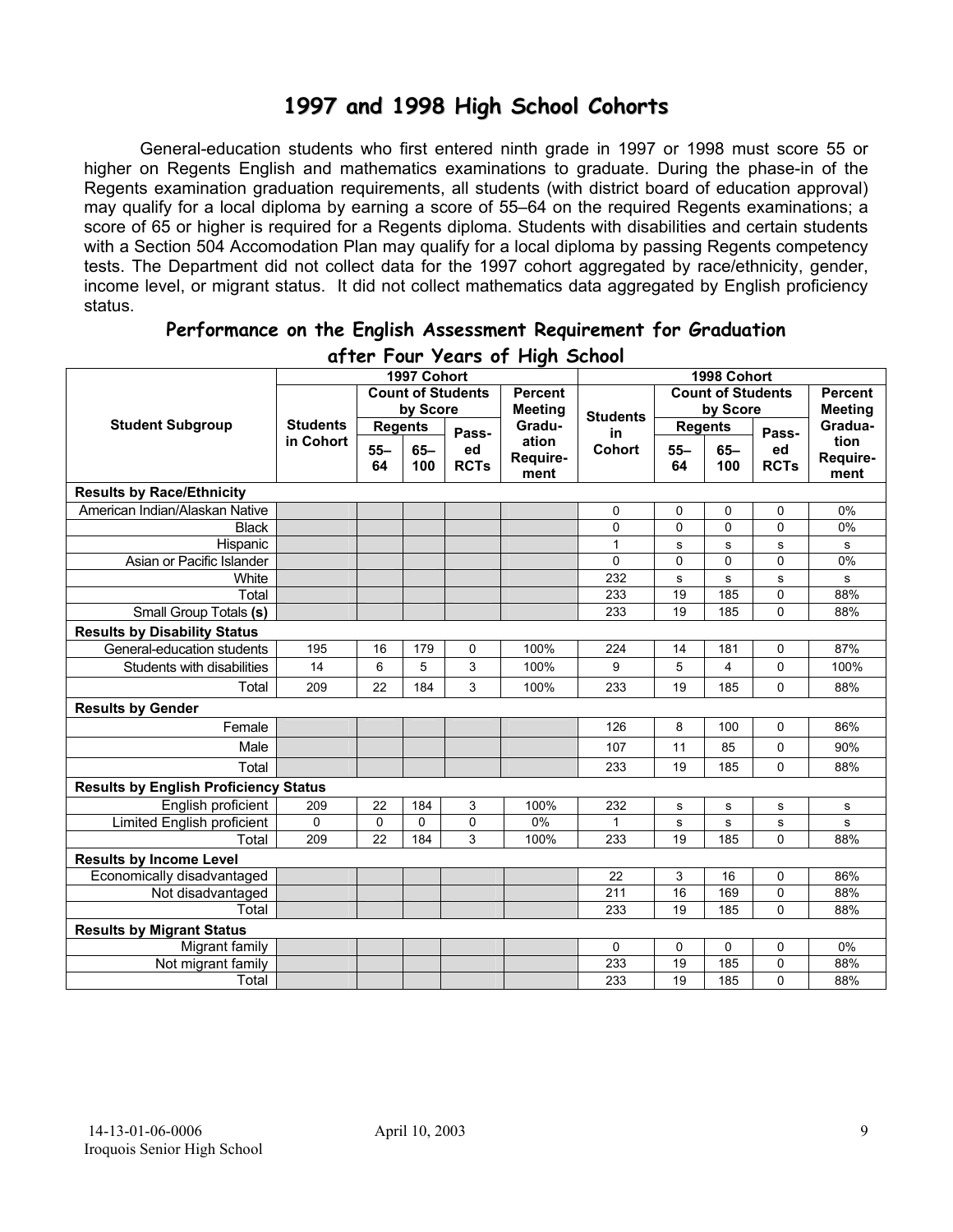# 1997 and 1998 High School Cohorts

General-education students who first entered ninth grade in 1997 or 1998 must score 55 or higher on Regents English and mathematics examinations to graduate. During the phase-in of the Regents examination graduation requirements, all students (with district board of education approval) may qualify for a local diploma by earning a score of 55–64 on the required Regents examinations; a score of 65 or higher is required for a Regents diploma. Students with disabilities and certain students with a Section 504 Accomodation Plan may qualify for a local diploma by passing Regents competency tests. The Department did not collect data for the 1997 cohort aggregated by race/ethnicity, gender, income level, or migrant status. It did not collect mathematics data aggregated by English proficiency status.

## Performance on the English Assessment Requirement for Graduation after Four Years of High School

| Student Subgroup | 1997 Cohort | | | | | 1998 Cohort | | | | |
|---|---|---|---|---|---|---|---|---|---|---|
| | Students in Cohort | Count of Students by Score | | | Percent Meeting Graduation Requirement | Students in Cohort | Count of Students by Score | | | Percent Meeting Graduation Requirement |
| | | Regents | | Passed RCTs | | | Regents | | Passed RCTs | |
| | | 55–64 | 65–100 | | | | 55–64 | 65–100 | | |
| **Results by Race/Ethnicity** | | | | | | | | | | |
| American Indian/Alaskan Native | | | | | | 0 | 0 | 0 | 0 | 0% |
| Black | | | | | | 0 | 0 | 0 | 0 | 0% |
| Hispanic | | | | | | 1 | s | s | s | s |
| Asian or Pacific Islander | | | | | | 0 | 0 | 0 | 0 | 0% |
| White | | | | | | 232 | s | s | s | s |
| Total | | | | | | 233 | 19 | 185 | 0 | 88% |
| Small Group Totals (s) | | | | | | 233 | 19 | 185 | 0 | 88% |
| **Results by Disability Status** | | | | | | | | | | |
| General-education students | 195 | 16 | 179 | 0 | 100% | 224 | 14 | 181 | 0 | 87% |
| Students with disabilities | 14 | 6 | 5 | 3 | 100% | 9 | 5 | 4 | 0 | 100% |
| Total | 209 | 22 | 184 | 3 | 100% | 233 | 19 | 185 | 0 | 88% |
| **Results by Gender** | | | | | | | | | | |
| Female | | | | | | 126 | 8 | 100 | 0 | 86% |
| Male | | | | | | 107 | 11 | 85 | 0 | 90% |
| Total | | | | | | 233 | 19 | 185 | 0 | 88% |
| **Results by English Proficiency Status** | | | | | | | | | | |
| English proficient | 209 | 22 | 184 | 3 | 100% | 232 | s | s | s | s |
| Limited English proficient | 0 | 0 | 0 | 0 | 0% | 1 | s | s | s | s |
| Total | 209 | 22 | 184 | 3 | 100% | 233 | 19 | 185 | 0 | 88% |
| **Results by Income Level** | | | | | | | | | | |
| Economically disadvantaged | | | | | | 22 | 3 | 16 | 0 | 86% |
| Not disadvantaged | | | | | | 211 | 16 | 169 | 0 | 88% |
| Total | | | | | | 233 | 19 | 185 | 0 | 88% |
| **Results by Migrant Status** | | | | | | | | | | |
| Migrant family | | | | | | 0 | 0 | 0 | 0 | 0% |
| Not migrant family | | | | | | 233 | 19 | 185 | 0 | 88% |
| Total | | | | | | 233 | 19 | 185 | 0 | 88% |

14-13-01-06-0006 April 10, 2003
Iroquois Senior High School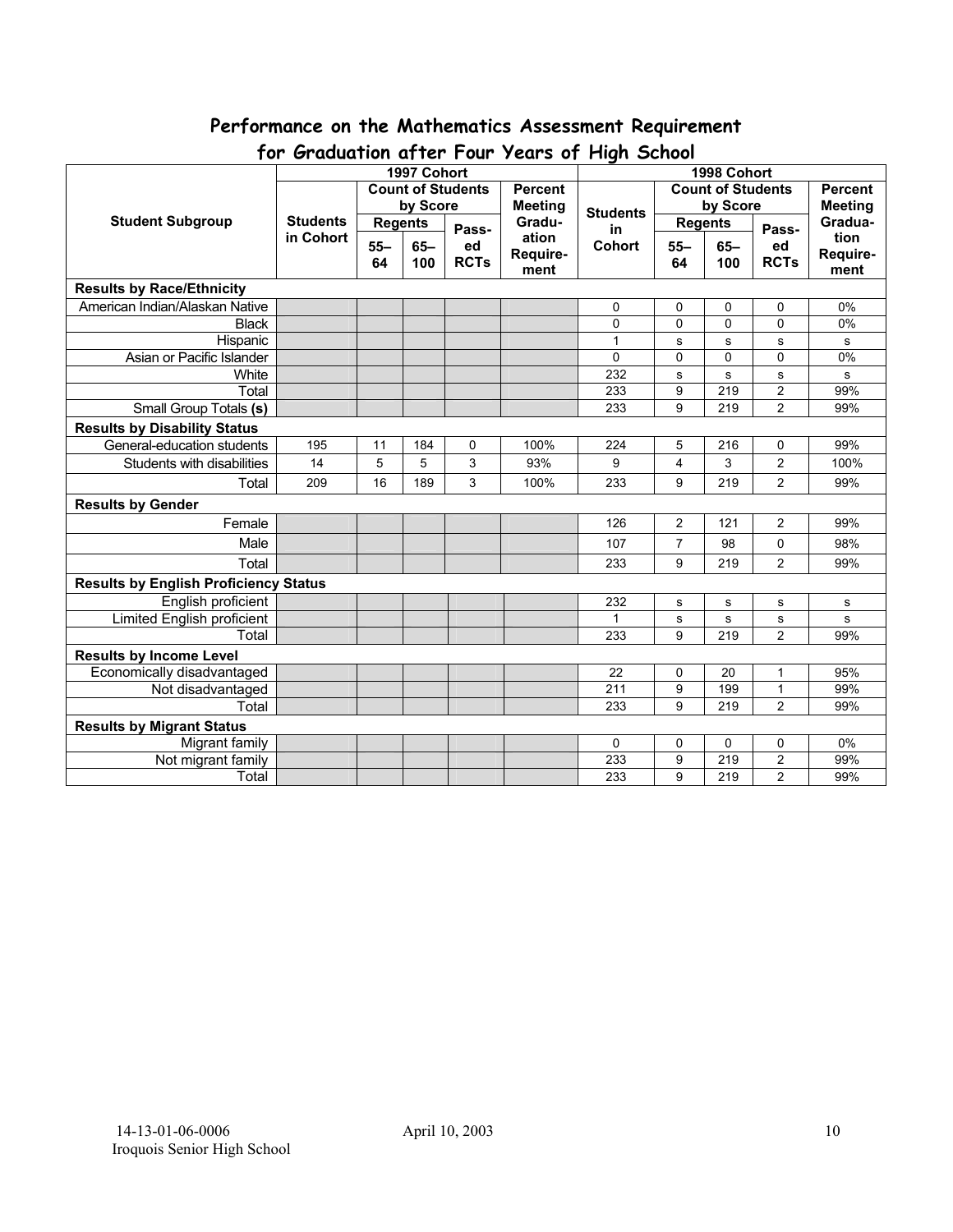## Performance on the Mathematics Assessment Requirement for Graduation after Four Years of High School

| Student Subgroup | 1997 Cohort | | | | | 1998 Cohort | | | | |
|---|---|---|---|---|---|---|---|---|---|---|
| | Students in Cohort | Count of Students by Score | | | Percent Meeting Graduation Requirement | Students in Cohort | Count of Students by Score | | | Percent Meeting Graduation Requirement |
| | | Regents | | Passed RCTs | | | Regents | | Passed RCTs | |
| | | 55–64 | 65–100 | | | | 55–64 | 65–100 | | |
| **Results by Race/Ethnicity** | | | | | | | | | | |
| American Indian/Alaskan Native | | | | | | 0 | 0 | 0 | 0 | 0% |
| Black | | | | | | 0 | 0 | 0 | 0 | 0% |
| Hispanic | | | | | | 1 | s | s | s | s |
| Asian or Pacific Islander | | | | | | 0 | 0 | 0 | 0 | 0% |
| White | | | | | | 232 | s | s | s | s |
| Total | | | | | | 233 | 9 | 219 | 2 | 99% |
| Small Group Totals **(s)** | | | | | | 233 | 9 | 219 | 2 | 99% |
| **Results by Disability Status** | | | | | | | | | | |
| General-education students | 195 | 11 | 184 | 0 | 100% | 224 | 5 | 216 | 0 | 99% |
| Students with disabilities | 14 | 5 | 5 | 3 | 93% | 9 | 4 | 3 | 2 | 100% |
| Total | 209 | 16 | 189 | 3 | 100% | 233 | 9 | 219 | 2 | 99% |
| **Results by Gender** | | | | | | | | | | |
| Female | | | | | | 126 | 2 | 121 | 2 | 99% |
| Male | | | | | | 107 | 7 | 98 | 0 | 98% |
| Total | | | | | | 233 | 9 | 219 | 2 | 99% |
| **Results by English Proficiency Status** | | | | | | | | | | |
| English proficient | | | | | | 232 | s | s | s | s |
| Limited English proficient | | | | | | 1 | s | s | s | s |
| Total | | | | | | 233 | 9 | 219 | 2 | 99% |
| **Results by Income Level** | | | | | | | | | | |
| Economically disadvantaged | | | | | | 22 | 0 | 20 | 1 | 95% |
| Not disadvantaged | | | | | | 211 | 9 | 199 | 1 | 99% |
| Total | | | | | | 233 | 9 | 219 | 2 | 99% |
| **Results by Migrant Status** | | | | | | | | | | |
| Migrant family | | | | | | 0 | 0 | 0 | 0 | 0% |
| Not migrant family | | | | | | 233 | 9 | 219 | 2 | 99% |
| Total | | | | | | 233 | 9 | 219 | 2 | 99% |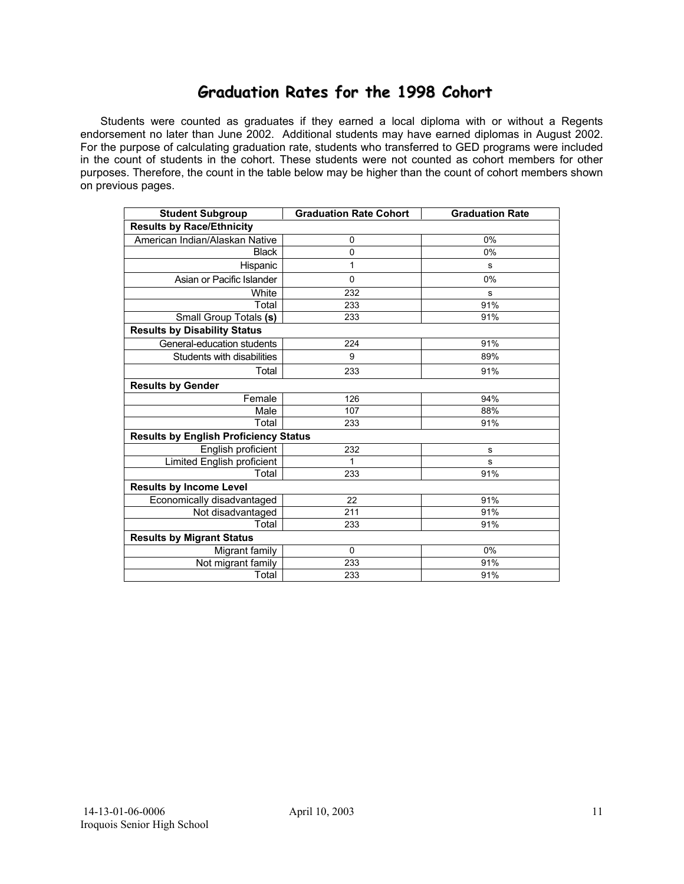# Graduation Rates for the 1998 Cohort

Students were counted as graduates if they earned a local diploma with or without a Regents endorsement no later than June 2002. Additional students may have earned diplomas in August 2002. For the purpose of calculating graduation rate, students who transferred to GED programs were included in the count of students in the cohort. These students were not counted as cohort members for other purposes. Therefore, the count in the table below may be higher than the count of cohort members shown on previous pages.

| Student Subgroup | Graduation Rate Cohort | Graduation Rate |
|---|---|---|
| **Results by Race/Ethnicity** | | |
| American Indian/Alaskan Native | 0 | 0% |
| Black | 0 | 0% |
| Hispanic | 1 | s |
| Asian or Pacific Islander | 0 | 0% |
| White | 232 | s |
| Total | 233 | 91% |
| Small Group Totals **(s)** | 233 | 91% |
| **Results by Disability Status** | | |
| General-education students | 224 | 91% |
| Students with disabilities | 9 | 89% |
| Total | 233 | 91% |
| **Results by Gender** | | |
| Female | 126 | 94% |
| Male | 107 | 88% |
| Total | 233 | 91% |
| **Results by English Proficiency Status** | | |
| English proficient | 232 | s |
| Limited English proficient | 1 | s |
| Total | 233 | 91% |
| **Results by Income Level** | | |
| Economically disadvantaged | 22 | 91% |
| Not disadvantaged | 211 | 91% |
| Total | 233 | 91% |
| **Results by Migrant Status** | | |
| Migrant family | 0 | 0% |
| Not migrant family | 233 | 91% |
| Total | 233 | 91% |

14-13-01-06-0006
Iroquois Senior High School

April 10, 2003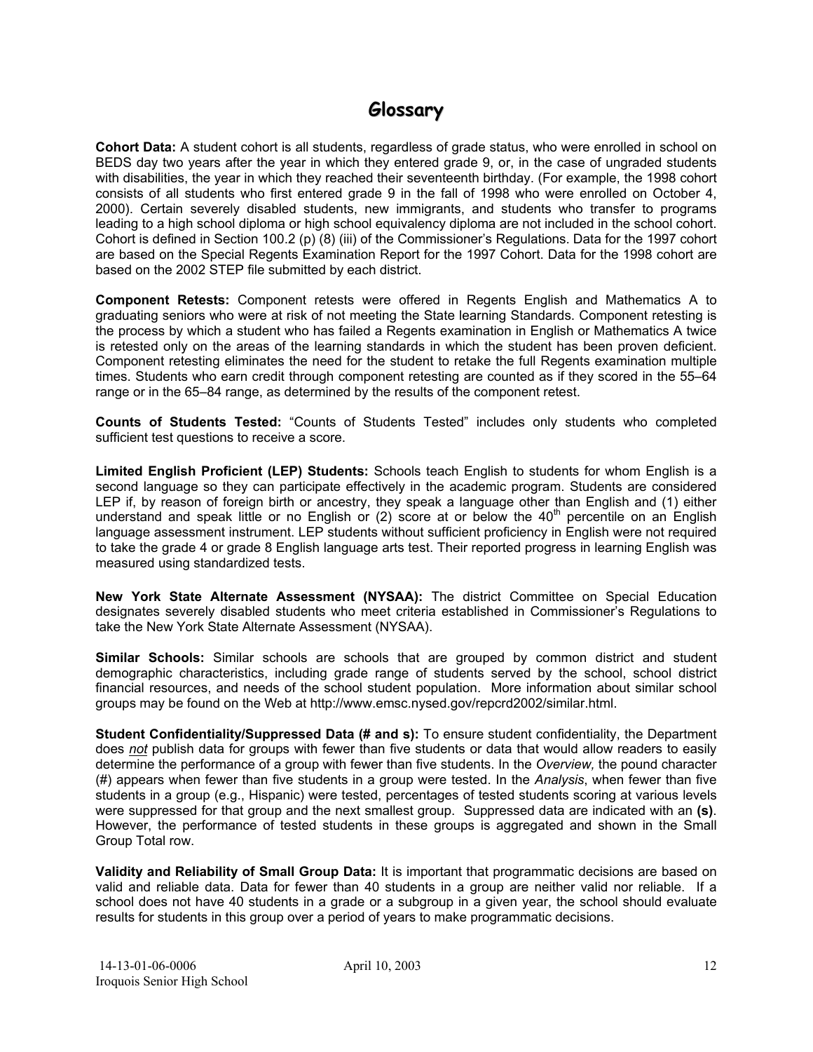# Glossary

**Cohort Data:** A student cohort is all students, regardless of grade status, who were enrolled in school on BEDS day two years after the year in which they entered grade 9, or, in the case of ungraded students with disabilities, the year in which they reached their seventeenth birthday. (For example, the 1998 cohort consists of all students who first entered grade 9 in the fall of 1998 who were enrolled on October 4, 2000). Certain severely disabled students, new immigrants, and students who transfer to programs leading to a high school diploma or high school equivalency diploma are not included in the school cohort. Cohort is defined in Section 100.2 (p) (8) (iii) of the Commissioner's Regulations. Data for the 1997 cohort are based on the Special Regents Examination Report for the 1997 Cohort. Data for the 1998 cohort are based on the 2002 STEP file submitted by each district.

**Component Retests:** Component retests were offered in Regents English and Mathematics A to graduating seniors who were at risk of not meeting the State learning Standards. Component retesting is the process by which a student who has failed a Regents examination in English or Mathematics A twice is retested only on the areas of the learning standards in which the student has been proven deficient. Component retesting eliminates the need for the student to retake the full Regents examination multiple times. Students who earn credit through component retesting are counted as if they scored in the 55–64 range or in the 65–84 range, as determined by the results of the component retest.

**Counts of Students Tested:** "Counts of Students Tested" includes only students who completed sufficient test questions to receive a score.

**Limited English Proficient (LEP) Students:** Schools teach English to students for whom English is a second language so they can participate effectively in the academic program. Students are considered LEP if, by reason of foreign birth or ancestry, they speak a language other than English and (1) either understand and speak little or no English or (2) score at or below the 40th percentile on an English language assessment instrument. LEP students without sufficient proficiency in English were not required to take the grade 4 or grade 8 English language arts test. Their reported progress in learning English was measured using standardized tests.

**New York State Alternate Assessment (NYSAA):** The district Committee on Special Education designates severely disabled students who meet criteria established in Commissioner's Regulations to take the New York State Alternate Assessment (NYSAA).

**Similar Schools:** Similar schools are schools that are grouped by common district and student demographic characteristics, including grade range of students served by the school, school district financial resources, and needs of the school student population. More information about similar school groups may be found on the Web at http://www.emsc.nysed.gov/repcrd2002/similar.html.

**Student Confidentiality/Suppressed Data (# and s):** To ensure student confidentiality, the Department does *not* publish data for groups with fewer than five students or data that would allow readers to easily determine the performance of a group with fewer than five students. In the *Overview,* the pound character (#) appears when fewer than five students in a group were tested. In the *Analysis*, when fewer than five students in a group (e.g., Hispanic) were tested, percentages of tested students scoring at various levels were suppressed for that group and the next smallest group. Suppressed data are indicated with an **(s)**. However, the performance of tested students in these groups is aggregated and shown in the Small Group Total row.

**Validity and Reliability of Small Group Data:** It is important that programmatic decisions are based on valid and reliable data. Data for fewer than 40 students in a group are neither valid nor reliable. If a school does not have 40 students in a grade or a subgroup in a given year, the school should evaluate results for students in this group over a period of years to make programmatic decisions.